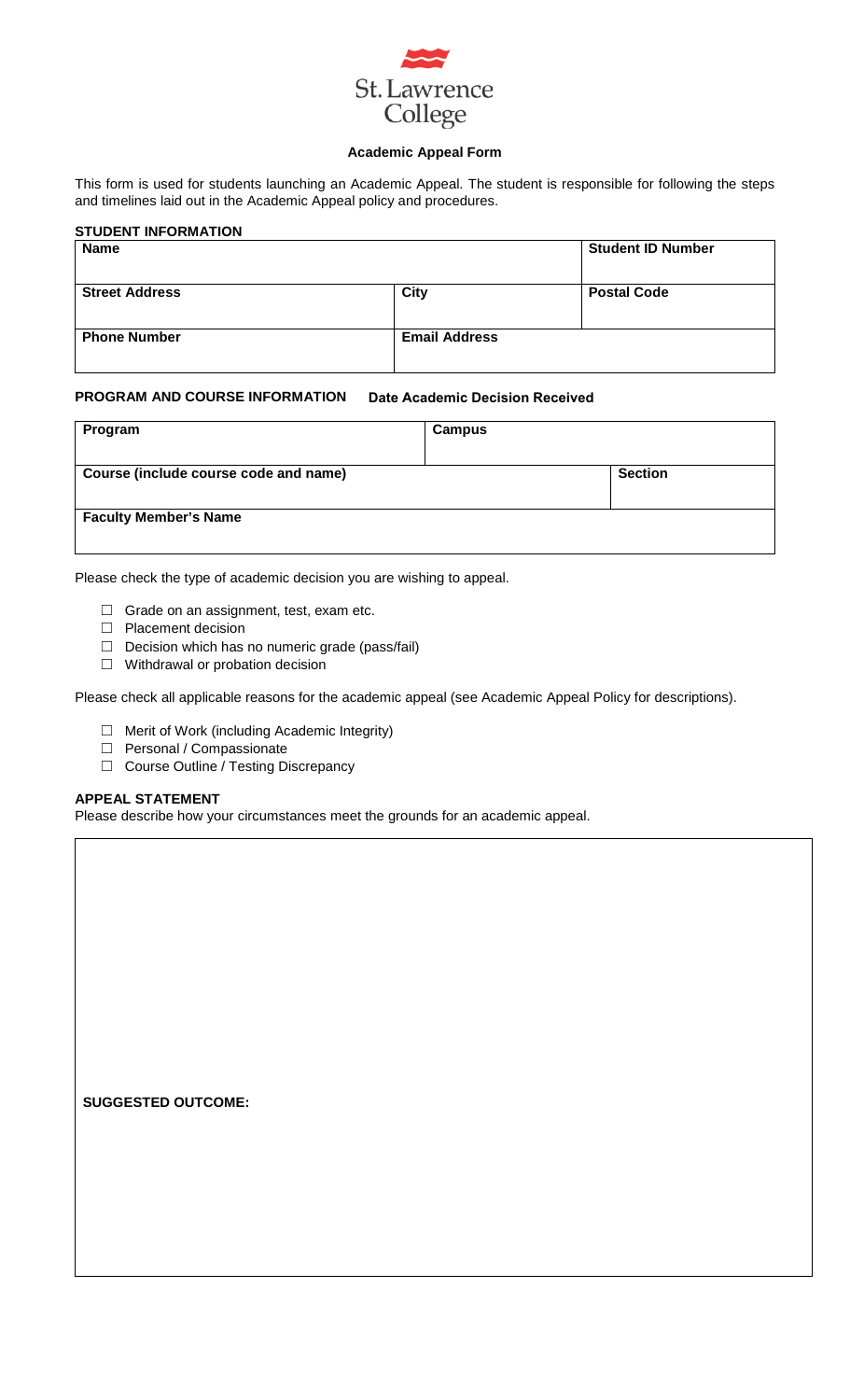St. Lawrence College

**Academic Appeal Form**

This form is used for students launching an Academic Appeal. The student is responsible for following the steps and timelines laid out in the Academic Appeal policy and procedures.

**STUDENT INFORMATION**

| Name | | Student ID Number |
|---|---|---|
| **Street Address** | **City** | **Postal Code** |
| **Phone Number** | **Email Address** | |

**PROGRAM AND COURSE INFORMATION** **Date Academic Decision Received**

| Program | Campus | |
|---|---|---|
| **Course (include course code and name)** | | **Section** |
| **Faculty Member's Name** | | |

Please check the type of academic decision you are wishing to appeal.

- ☐ Grade on an assignment, test, exam etc.
- ☐ Placement decision
- ☐ Decision which has no numeric grade (pass/fail)
- ☐ Withdrawal or probation decision

Please check all applicable reasons for the academic appeal (see Academic Appeal Policy for descriptions).

- ☐ Merit of Work (including Academic Integrity)
- ☐ Personal / Compassionate
- ☐ Course Outline / Testing Discrepancy

**APPEAL STATEMENT**

Please describe how your circumstances meet the grounds for an academic appeal.

**SUGGESTED OUTCOME:**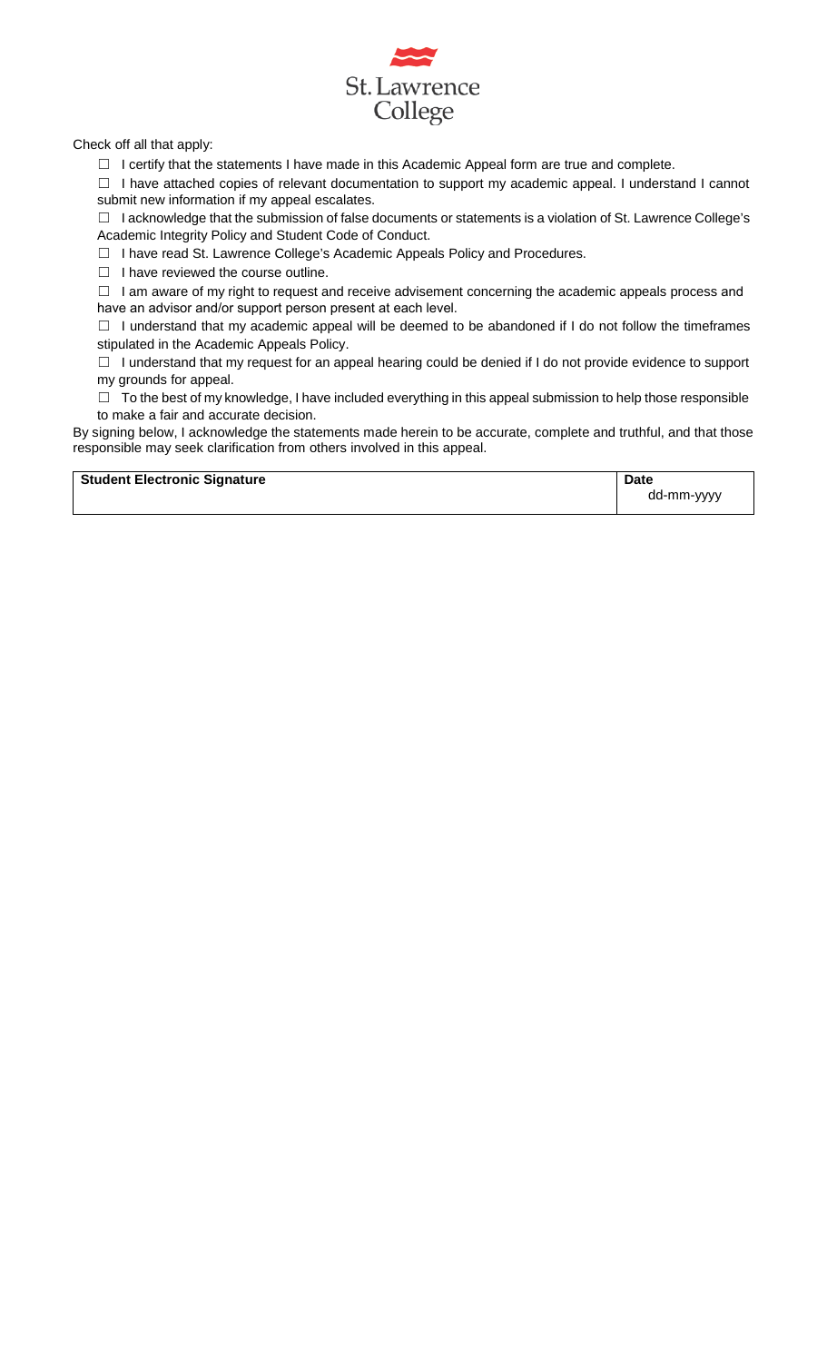Check off all that apply:

- ☐ I certify that the statements I have made in this Academic Appeal form are true and complete.
- ☐ I have attached copies of relevant documentation to support my academic appeal. I understand I cannot submit new information if my appeal escalates.
- ☐ I acknowledge that the submission of false documents or statements is a violation of St. Lawrence College's Academic Integrity Policy and Student Code of Conduct.
- ☐ I have read St. Lawrence College's Academic Appeals Policy and Procedures.
- ☐ I have reviewed the course outline.
- ☐ I am aware of my right to request and receive advisement concerning the academic appeals process and have an advisor and/or support person present at each level.
- ☐ I understand that my academic appeal will be deemed to be abandoned if I do not follow the timeframes stipulated in the Academic Appeals Policy.
- ☐ I understand that my request for an appeal hearing could be denied if I do not provide evidence to support my grounds for appeal.
- ☐ To the best of my knowledge, I have included everything in this appeal submission to help those responsible to make a fair and accurate decision.

By signing below, I acknowledge the statements made herein to be accurate, complete and truthful, and that those responsible may seek clarification from others involved in this appeal.

| **Student Electronic Signature** | **Date** |
| --- | --- |
| | dd-mm-yyyy |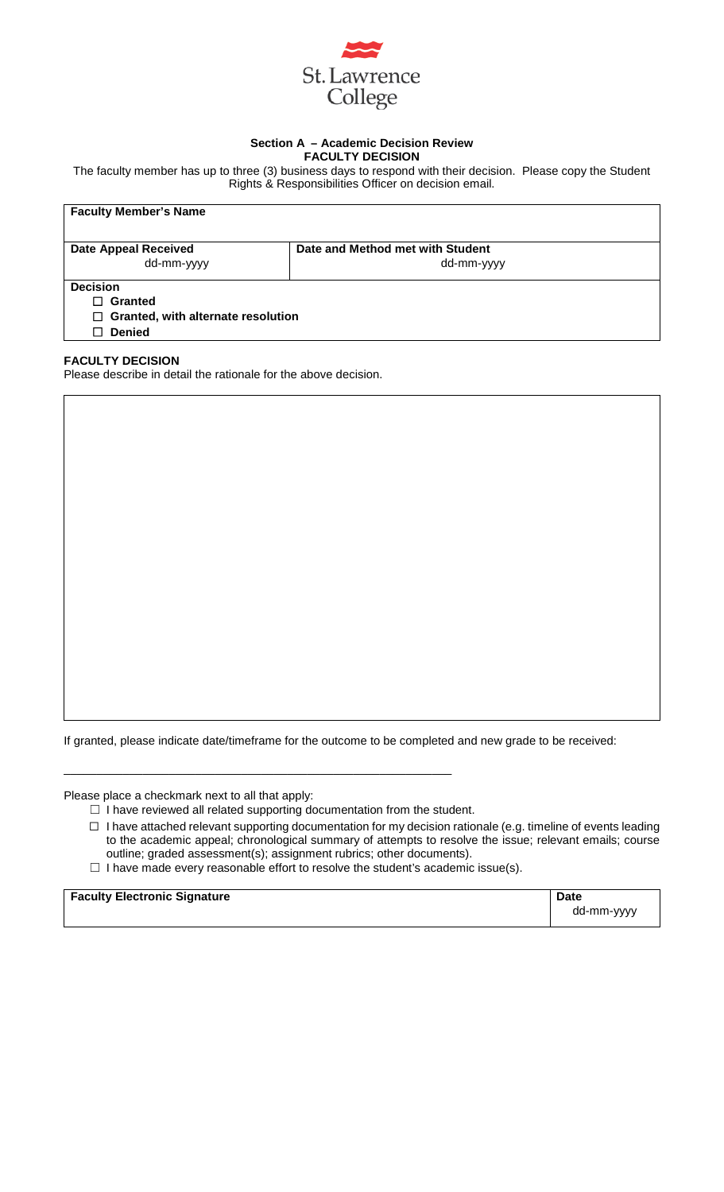St. Lawrence College

**Section A – Academic Decision Review**
**FACULTY DECISION**

The faculty member has up to three (3) business days to respond with their decision. Please copy the Student Rights & Responsibilities Officer on decision email.

| **Faculty Member's Name** | |
|---|---|
| **Date Appeal Received** dd-mm-yyyy | **Date and Method met with Student** dd-mm-yyyy |
| **Decision** ☐ **Granted** ☐ **Granted, with alternate resolution** ☐ **Denied** | |

**FACULTY DECISION**

Please describe in detail the rationale for the above decision.

If granted, please indicate date/timeframe for the outcome to be completed and new grade to be received:

______________________________________________

Please place a checkmark next to all that apply:

- ☐ I have reviewed all related supporting documentation from the student.
- ☐ I have attached relevant supporting documentation for my decision rationale (e.g. timeline of events leading to the academic appeal; chronological summary of attempts to resolve the issue; relevant emails; course outline; graded assessment(s); assignment rubrics; other documents).
- ☐ I have made every reasonable effort to resolve the student's academic issue(s).

| **Faculty Electronic Signature** | **Date** dd-mm-yyyy |
|---|---|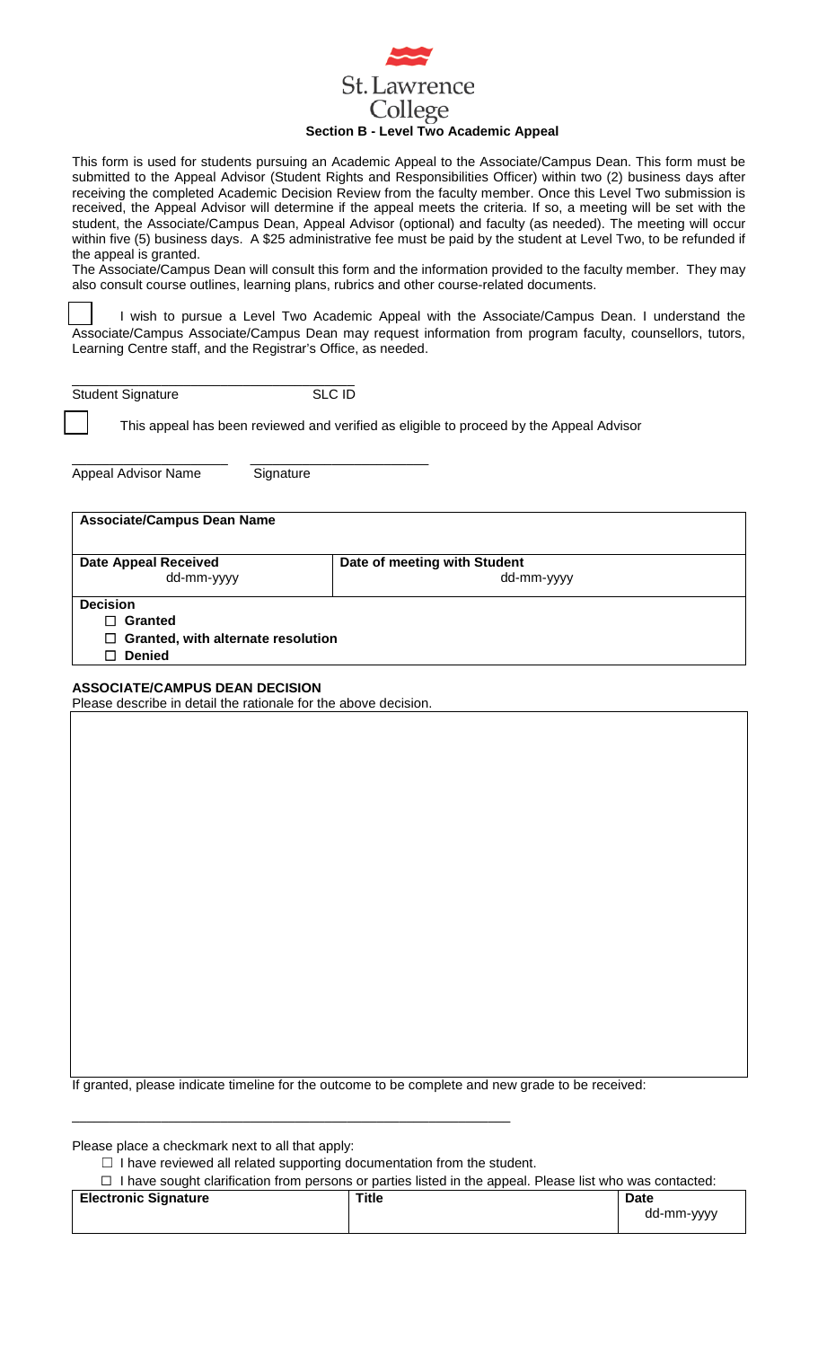St. Lawrence College

## Section B - Level Two Academic Appeal

This form is used for students pursuing an Academic Appeal to the Associate/Campus Dean. This form must be submitted to the Appeal Advisor (Student Rights and Responsibilities Officer) within two (2) business days after receiving the completed Academic Decision Review from the faculty member. Once this Level Two submission is received, the Appeal Advisor will determine if the appeal meets the criteria. If so, a meeting will be set with the student, the Associate/Campus Dean, Appeal Advisor (optional) and faculty (as needed). The meeting will occur within five (5) business days. A $25 administrative fee must be paid by the student at Level Two, to be refunded if the appeal is granted.

The Associate/Campus Dean will consult this form and the information provided to the faculty member. They may also consult course outlines, learning plans, rubrics and other course-related documents.

☐ I wish to pursue a Level Two Academic Appeal with the Associate/Campus Dean. I understand the Associate/Campus Associate/Campus Dean may request information from program faculty, counsellors, tutors, Learning Centre staff, and the Registrar's Office, as needed.

______________________________

Student Signature SLC ID

☐ This appeal has been reviewed and verified as eligible to proceed by the Appeal Advisor

____________________ ____________________

Appeal Advisor Name Signature

| **Associate/Campus Dean Name** | |
|---|---|
| **Date Appeal Received**<br>dd-mm-yyyy | **Date of meeting with Student**<br>dd-mm-yyyy |
| **Decision**<br>☐ **Granted**<br>☐ **Granted, with alternate resolution**<br>☐ **Denied** | |

**ASSOCIATE/CAMPUS DEAN DECISION**

Please describe in detail the rationale for the above decision.

If granted, please indicate timeline for the outcome to be complete and new grade to be received:

______________________________

Please place a checkmark next to all that apply:

- ☐ I have reviewed all related supporting documentation from the student.
- ☐ I have sought clarification from persons or parties listed in the appeal. Please list who was contacted:

| Electronic Signature | Title | Date |
|---|---|---|
| | | dd-mm-yyyy |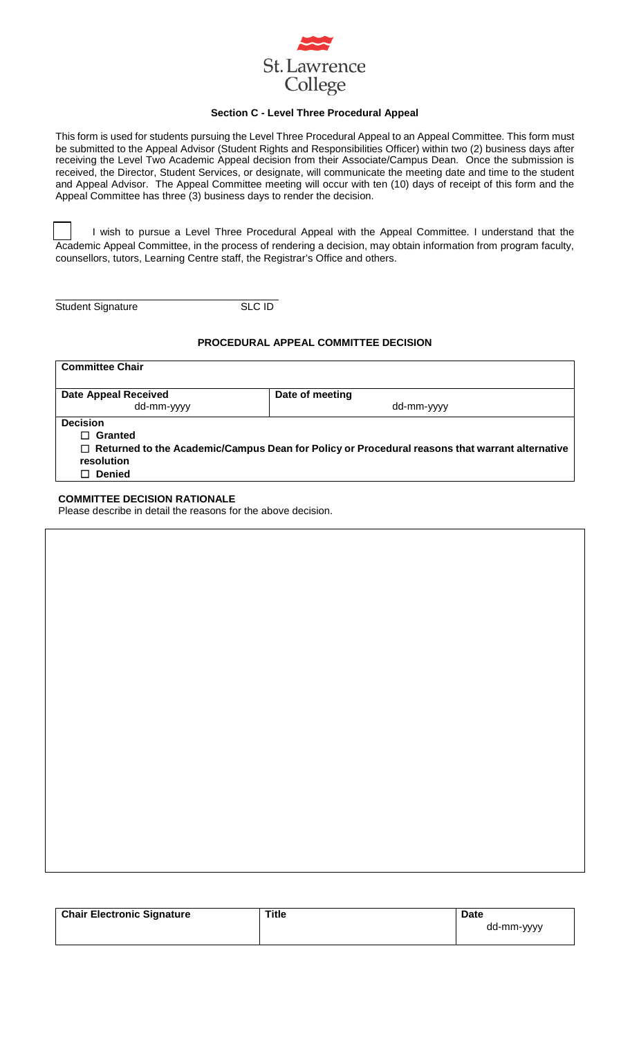St. Lawrence College

## Section C - Level Three Procedural Appeal

This form is used for students pursuing the Level Three Procedural Appeal to an Appeal Committee. This form must be submitted to the Appeal Advisor (Student Rights and Responsibilities Officer) within two (2) business days after receiving the Level Two Academic Appeal decision from their Associate/Campus Dean. Once the submission is received, the Director, Student Services, or designate, will communicate the meeting date and time to the student and Appeal Advisor. The Appeal Committee meeting will occur with ten (10) days of receipt of this form and the Appeal Committee has three (3) business days to render the decision.

☐ I wish to pursue a Level Three Procedural Appeal with the Appeal Committee. I understand that the Academic Appeal Committee, in the process of rendering a decision, may obtain information from program faculty, counsellors, tutors, Learning Centre staff, the Registrar's Office and others.

_______________________________________

Student Signature SLC ID

### PROCEDURAL APPEAL COMMITTEE DECISION

| | |
|---|---|
| **Committee Chair** | |
| **Date Appeal Received**<br>dd-mm-yyyy | **Date of meeting**<br>dd-mm-yyyy |
| **Decision**<br>☐ **Granted**<br>☐ **Returned to the Academic/Campus Dean for Policy or Procedural reasons that warrant alternative resolution**<br>☐ **Denied** | |

**COMMITTEE DECISION RATIONALE**

Please describe in detail the reasons for the above decision.

| | | |
|---|---|---|
| **Chair Electronic Signature** | **Title** | **Date**<br>dd-mm-yyyy |